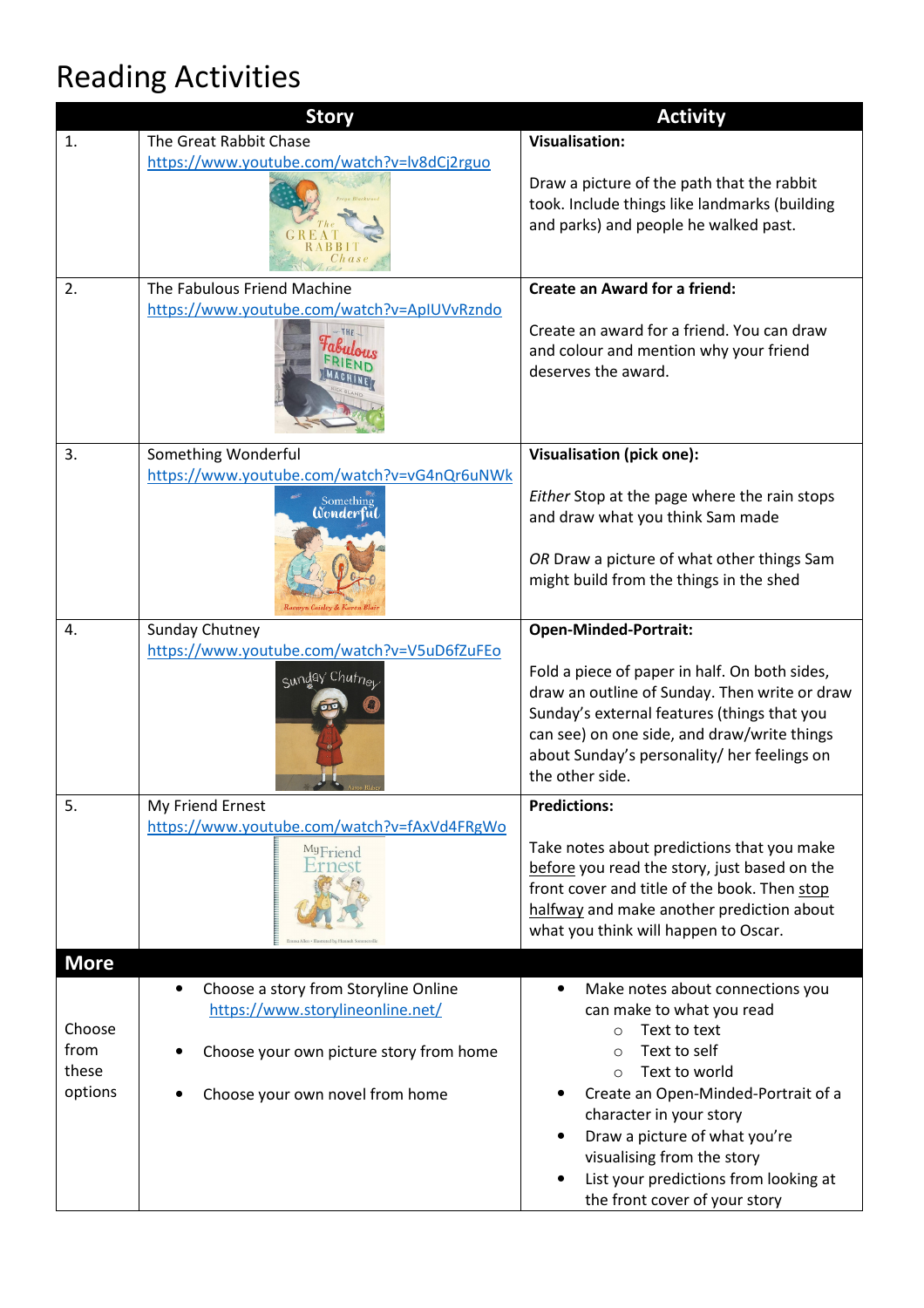# Reading Activities

| | Story | Activity |
|---|---|---|
| 1. | The Great Rabbit Chase<br>https://www.youtube.com/watch?v=lv8dCj2rguo | **Visualisation:**<br><br>Draw a picture of the path that the rabbit took. Include things like landmarks (building and parks) and people he walked past. |
| 2. | The Fabulous Friend Machine<br>https://www.youtube.com/watch?v=ApIUVvRzndo | **Create an Award for a friend:**<br><br>Create an award for a friend. You can draw and colour and mention why your friend deserves the award. |
| 3. | Something Wonderful<br>https://www.youtube.com/watch?v=vG4nQr6uNWk | **Visualisation (pick one):**<br><br>*Either* Stop at the page where the rain stops and draw what you think Sam made<br><br>*OR* Draw a picture of what other things Sam might build from the things in the shed |
| 4. | Sunday Chutney<br>https://www.youtube.com/watch?v=V5uD6fZuFEo | **Open-Minded-Portrait:**<br><br>Fold a piece of paper in half. On both sides, draw an outline of Sunday. Then write or draw Sunday's external features (things that you can see) on one side, and draw/write things about Sunday's personality/ her feelings on the other side. |
| 5. | My Friend Ernest<br>https://www.youtube.com/watch?v=fAxVd4FRgWo | **Predictions:**<br><br>Take notes about predictions that you make <u>before</u> you read the story, just based on the front cover and title of the book. Then <u>stop halfway</u> and make another prediction about what you think will happen to Oscar. |
| **More** | | |
| Choose from these options | • Choose a story from Storyline Online https://www.storylineonline.net/<br><br>• Choose your own picture story from home<br><br>• Choose your own novel from home | • Make notes about connections you can make to what you read<br>&nbsp;&nbsp;&nbsp;&nbsp;○ Text to text<br>&nbsp;&nbsp;&nbsp;&nbsp;○ Text to self<br>&nbsp;&nbsp;&nbsp;&nbsp;○ Text to world<br>• Create an Open-Minded-Portrait of a character in your story<br>• Draw a picture of what you're visualising from the story<br>• List your predictions from looking at the front cover of your story |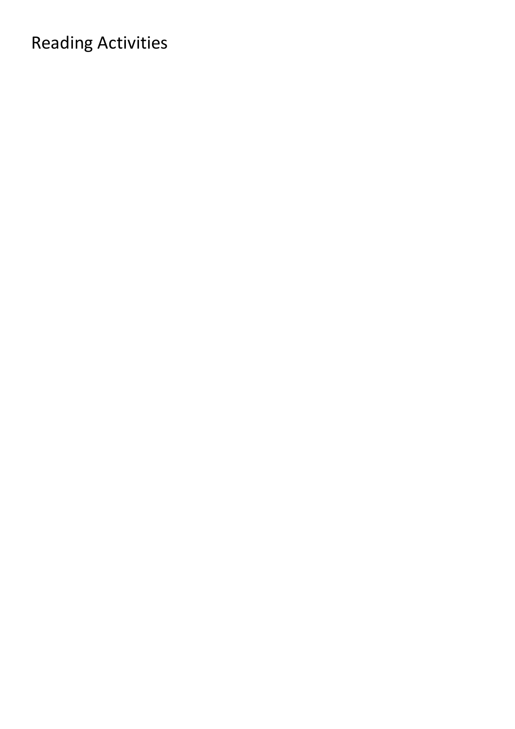# Reading Activities